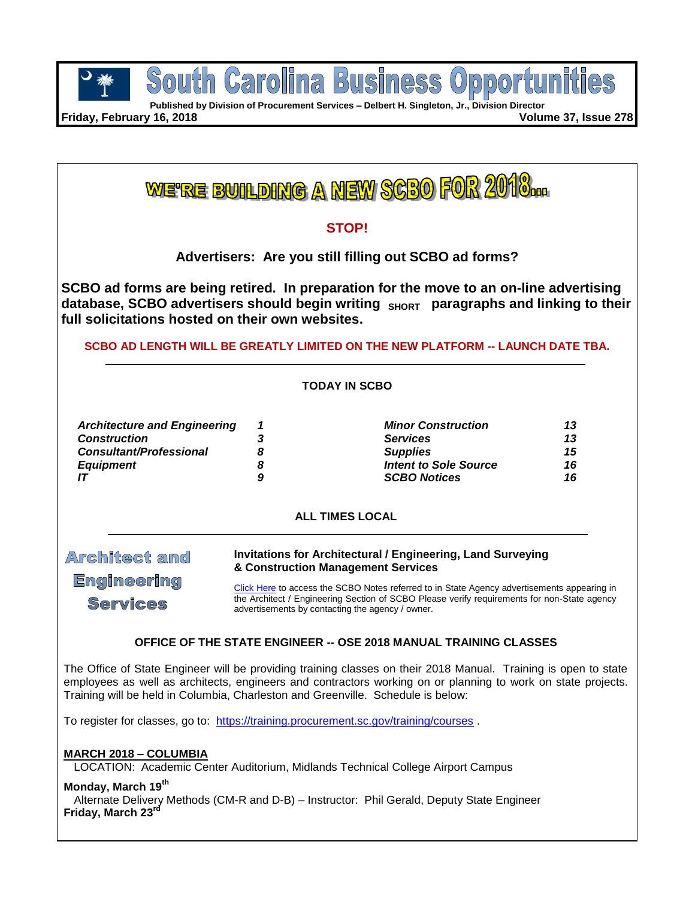# South Carolina Business Opportunities

**Published by Division of Procurement Services – Delbert H. Singleton, Jr., Division Director**

**Friday, February 16, 2018** **Volume 37, Issue 278**

## WE'RE BUILDING A NEW SCBO FOR 2018...

**STOP!**

**Advertisers: Are you still filling out SCBO ad forms?**

**SCBO ad forms are being retired. In preparation for the move to an on-line advertising database, SCBO advertisers should begin writing SHORT paragraphs and linking to their full solicitations hosted on their own websites.**

**SCBO AD LENGTH WILL BE GREATLY LIMITED ON THE NEW PLATFORM -- LAUNCH DATE TBA.**

---

**TODAY IN SCBO**

| | | | |
|---|---|---|---|
| ***Architecture and Engineering*** | ***1*** | ***Minor Construction*** | ***13*** |
| ***Construction*** | ***3*** | ***Services*** | ***13*** |
| ***Consultant/Professional*** | ***8*** | ***Supplies*** | ***15*** |
| ***Equipment*** | ***8*** | ***Intent to Sole Source*** | ***16*** |
| ***IT*** | ***9*** | ***SCBO Notices*** | ***16*** |

**ALL TIMES LOCAL**

---

## Architect and Engineering Services

**Invitations for Architectural / Engineering, Land Surveying & Construction Management Services**

Click Here to access the SCBO Notes referred to in State Agency advertisements appearing in the Architect / Engineering Section of SCBO Please verify requirements for non-State agency advertisements by contacting the agency / owner.

### OFFICE OF THE STATE ENGINEER -- OSE 2018 MANUAL TRAINING CLASSES

The Office of State Engineer will be providing training classes on their 2018 Manual. Training is open to state employees as well as architects, engineers and contractors working on or planning to work on state projects. Training will be held in Columbia, Charleston and Greenville. Schedule is below:

To register for classes, go to: https://training.procurement.sc.gov/training/courses .

**MARCH 2018 – COLUMBIA**
LOCATION: Academic Center Auditorium, Midlands Technical College Airport Campus

**Monday, March 19th**
Alternate Delivery Methods (CM-R and D-B) – Instructor: Phil Gerald, Deputy State Engineer

**Friday, March 23rd**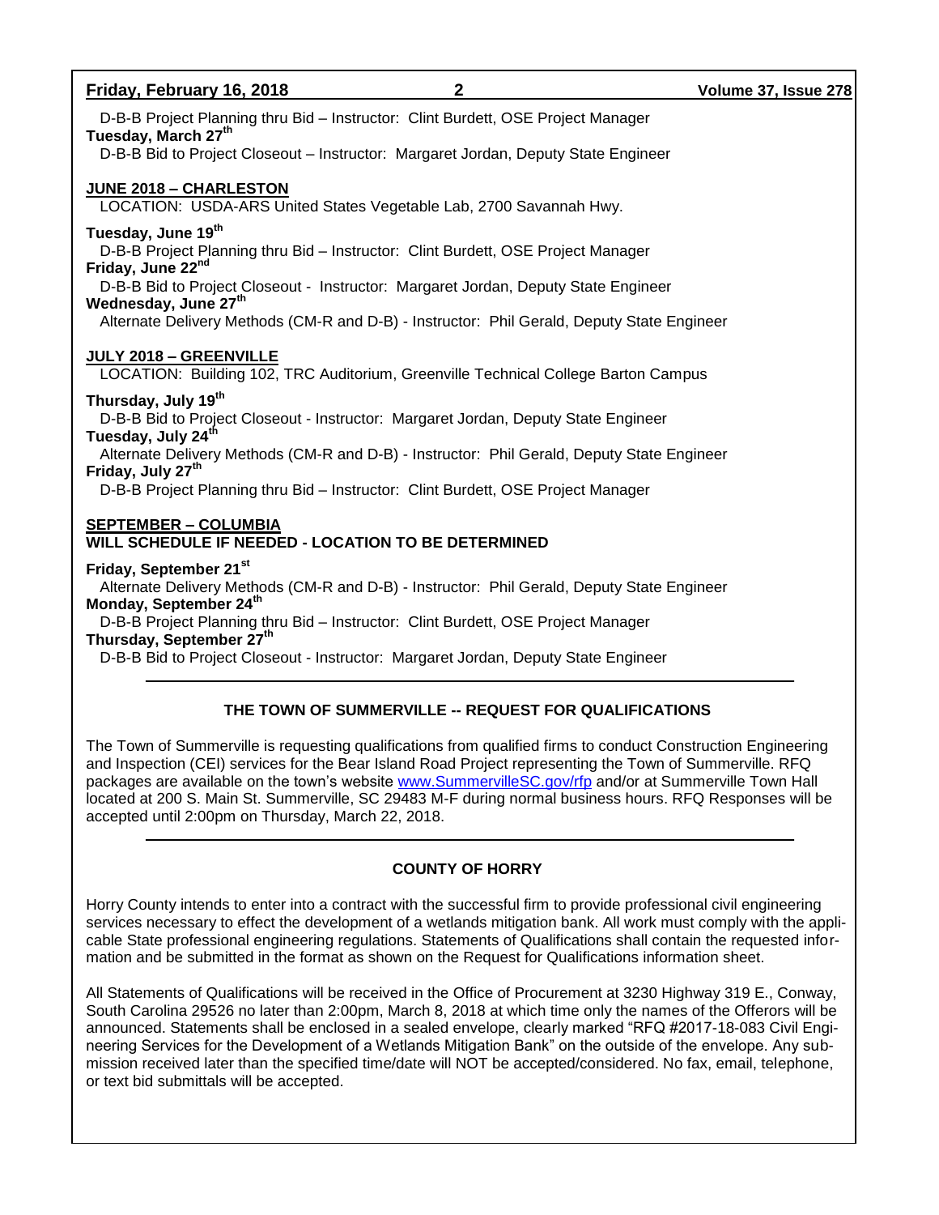D-B-B Project Planning thru Bid – Instructor: Clint Burdett, OSE Project Manager

**Tuesday, March 27th**

D-B-B Bid to Project Closeout – Instructor: Margaret Jordan, Deputy State Engineer

**JUNE 2018 – CHARLESTON**

LOCATION: USDA-ARS United States Vegetable Lab, 2700 Savannah Hwy.

**Tuesday, June 19th**

D-B-B Project Planning thru Bid – Instructor: Clint Burdett, OSE Project Manager

**Friday, June 22nd**

D-B-B Bid to Project Closeout - Instructor: Margaret Jordan, Deputy State Engineer

**Wednesday, June 27th**

Alternate Delivery Methods (CM-R and D-B) - Instructor: Phil Gerald, Deputy State Engineer

**JULY 2018 – GREENVILLE**

LOCATION: Building 102, TRC Auditorium, Greenville Technical College Barton Campus

**Thursday, July 19th**

D-B-B Bid to Project Closeout - Instructor: Margaret Jordan, Deputy State Engineer

**Tuesday, July 24th**

Alternate Delivery Methods (CM-R and D-B) - Instructor: Phil Gerald, Deputy State Engineer

**Friday, July 27th**

D-B-B Project Planning thru Bid – Instructor: Clint Burdett, OSE Project Manager

**SEPTEMBER – COLUMBIA**
**WILL SCHEDULE IF NEEDED - LOCATION TO BE DETERMINED**

**Friday, September 21st**

Alternate Delivery Methods (CM-R and D-B) - Instructor: Phil Gerald, Deputy State Engineer

**Monday, September 24th**

D-B-B Project Planning thru Bid – Instructor: Clint Burdett, OSE Project Manager

**Thursday, September 27th**

D-B-B Bid to Project Closeout - Instructor: Margaret Jordan, Deputy State Engineer

---

## THE TOWN OF SUMMERVILLE -- REQUEST FOR QUALIFICATIONS

The Town of Summerville is requesting qualifications from qualified firms to conduct Construction Engineering and Inspection (CEI) services for the Bear Island Road Project representing the Town of Summerville. RFQ packages are available on the town's website www.SummervilleSC.gov/rfp and/or at Summerville Town Hall located at 200 S. Main St. Summerville, SC 29483 M-F during normal business hours. RFQ Responses will be accepted until 2:00pm on Thursday, March 22, 2018.

---

## COUNTY OF HORRY

Horry County intends to enter into a contract with the successful firm to provide professional civil engineering services necessary to effect the development of a wetlands mitigation bank. All work must comply with the applicable State professional engineering regulations. Statements of Qualifications shall contain the requested information and be submitted in the format as shown on the Request for Qualifications information sheet.

All Statements of Qualifications will be received in the Office of Procurement at 3230 Highway 319 E., Conway, South Carolina 29526 no later than 2:00pm, March 8, 2018 at which time only the names of the Offerors will be announced. Statements shall be enclosed in a sealed envelope, clearly marked "RFQ #2017-18-083 Civil Engineering Services for the Development of a Wetlands Mitigation Bank" on the outside of the envelope. Any submission received later than the specified time/date will NOT be accepted/considered. No fax, email, telephone, or text bid submittals will be accepted.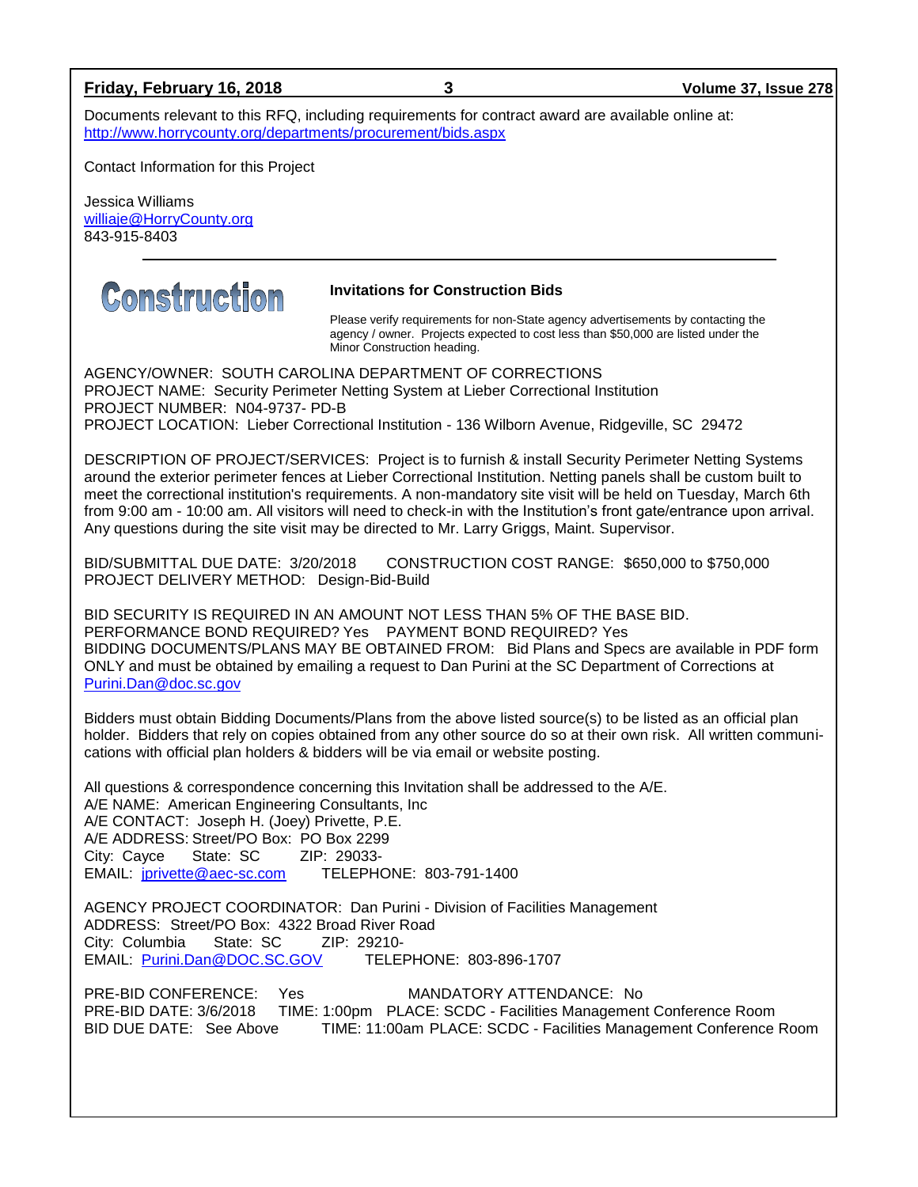Documents relevant to this RFQ, including requirements for contract award are available online at: http://www.horrycounty.org/departments/procurement/bids.aspx

Contact Information for this Project

Jessica Williams
williaje@HorryCounty.org
843-915-8403

---

# Construction

**Invitations for Construction Bids**

Please verify requirements for non-State agency advertisements by contacting the agency / owner. Projects expected to cost less than $50,000 are listed under the Minor Construction heading.

AGENCY/OWNER: SOUTH CAROLINA DEPARTMENT OF CORRECTIONS
PROJECT NAME: Security Perimeter Netting System at Lieber Correctional Institution
PROJECT NUMBER: N04-9737- PD-B
PROJECT LOCATION: Lieber Correctional Institution - 136 Wilborn Avenue, Ridgeville, SC 29472

DESCRIPTION OF PROJECT/SERVICES: Project is to furnish & install Security Perimeter Netting Systems around the exterior perimeter fences at Lieber Correctional Institution. Netting panels shall be custom built to meet the correctional institution's requirements. A non-mandatory site visit will be held on Tuesday, March 6th from 9:00 am - 10:00 am. All visitors will need to check-in with the Institution's front gate/entrance upon arrival. Any questions during the site visit may be directed to Mr. Larry Griggs, Maint. Supervisor.

BID/SUBMITTAL DUE DATE: 3/20/2018 CONSTRUCTION COST RANGE: $650,000 to $750,000
PROJECT DELIVERY METHOD: Design-Bid-Build

BID SECURITY IS REQUIRED IN AN AMOUNT NOT LESS THAN 5% OF THE BASE BID.
PERFORMANCE BOND REQUIRED? Yes PAYMENT BOND REQUIRED? Yes
BIDDING DOCUMENTS/PLANS MAY BE OBTAINED FROM: Bid Plans and Specs are available in PDF form ONLY and must be obtained by emailing a request to Dan Purini at the SC Department of Corrections at Purini.Dan@doc.sc.gov

Bidders must obtain Bidding Documents/Plans from the above listed source(s) to be listed as an official plan holder. Bidders that rely on copies obtained from any other source do so at their own risk. All written communications with official plan holders & bidders will be via email or website posting.

All questions & correspondence concerning this Invitation shall be addressed to the A/E.
A/E NAME: American Engineering Consultants, Inc
A/E CONTACT: Joseph H. (Joey) Privette, P.E.
A/E ADDRESS: Street/PO Box: PO Box 2299
City: Cayce State: SC ZIP: 29033-
EMAIL: jprivette@aec-sc.com TELEPHONE: 803-791-1400

AGENCY PROJECT COORDINATOR: Dan Purini - Division of Facilities Management
ADDRESS: Street/PO Box: 4322 Broad River Road
City: Columbia State: SC ZIP: 29210-
EMAIL: Purini.Dan@DOC.SC.GOV TELEPHONE: 803-896-1707

PRE-BID CONFERENCE: Yes MANDATORY ATTENDANCE: No
PRE-BID DATE: 3/6/2018 TIME: 1:00pm PLACE: SCDC - Facilities Management Conference Room
BID DUE DATE: See Above TIME: 11:00am PLACE: SCDC - Facilities Management Conference Room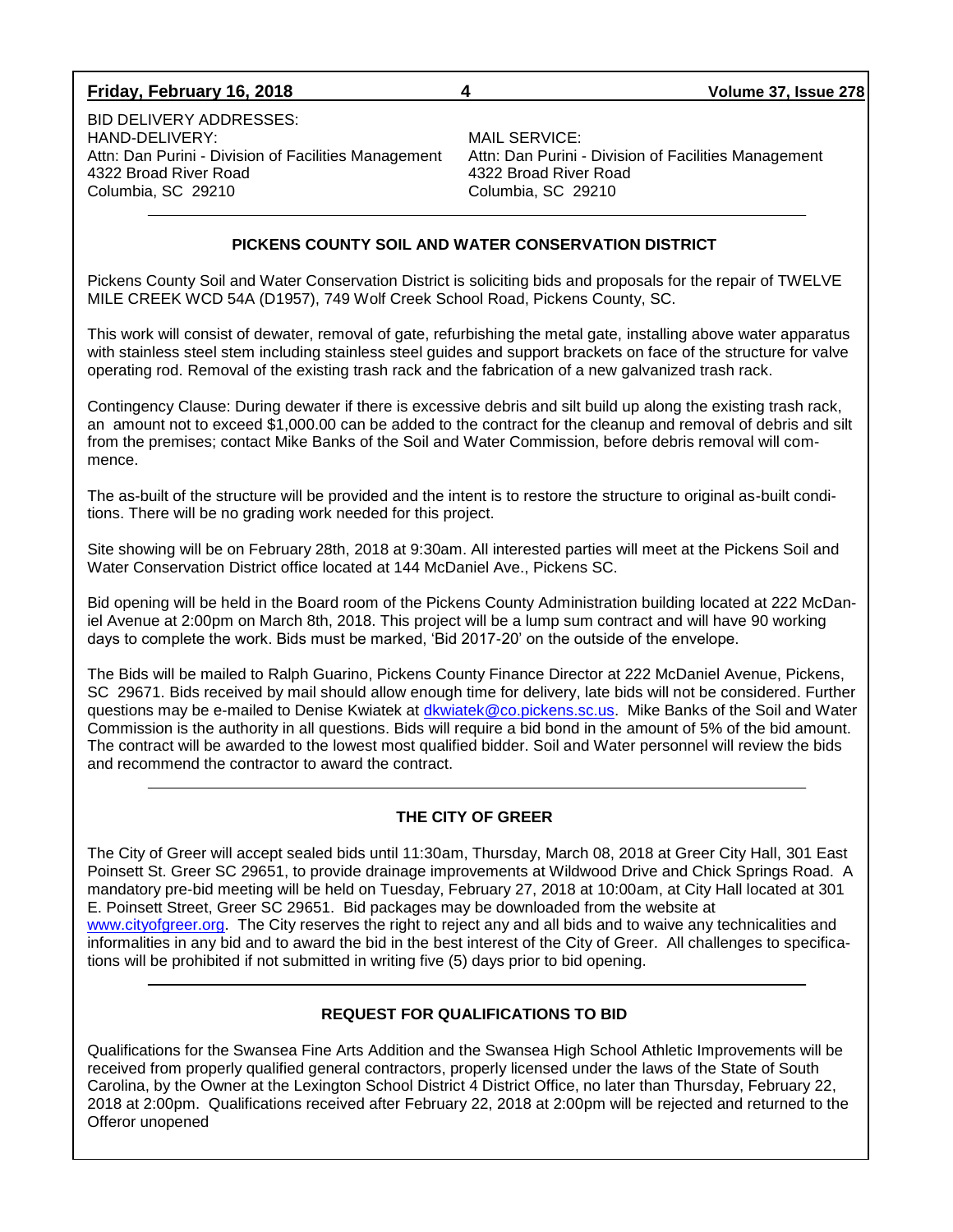BID DELIVERY ADDRESSES:

HAND-DELIVERY:
Attn: Dan Purini - Division of Facilities Management
4322 Broad River Road
Columbia, SC 29210

MAIL SERVICE:
Attn: Dan Purini - Division of Facilities Management
4322 Broad River Road
Columbia, SC 29210

---

## PICKENS COUNTY SOIL AND WATER CONSERVATION DISTRICT

Pickens County Soil and Water Conservation District is soliciting bids and proposals for the repair of TWELVE MILE CREEK WCD 54A (D1957), 749 Wolf Creek School Road, Pickens County, SC.

This work will consist of dewater, removal of gate, refurbishing the metal gate, installing above water apparatus with stainless steel stem including stainless steel guides and support brackets on face of the structure for valve operating rod. Removal of the existing trash rack and the fabrication of a new galvanized trash rack.

Contingency Clause: During dewater if there is excessive debris and silt build up along the existing trash rack, an amount not to exceed $1,000.00 can be added to the contract for the cleanup and removal of debris and silt from the premises; contact Mike Banks of the Soil and Water Commission, before debris removal will commence.

The as-built of the structure will be provided and the intent is to restore the structure to original as-built conditions. There will be no grading work needed for this project.

Site showing will be on February 28th, 2018 at 9:30am. All interested parties will meet at the Pickens Soil and Water Conservation District office located at 144 McDaniel Ave., Pickens SC.

Bid opening will be held in the Board room of the Pickens County Administration building located at 222 McDaniel Avenue at 2:00pm on March 8th, 2018. This project will be a lump sum contract and will have 90 working days to complete the work. Bids must be marked, 'Bid 2017-20' on the outside of the envelope.

The Bids will be mailed to Ralph Guarino, Pickens County Finance Director at 222 McDaniel Avenue, Pickens, SC 29671. Bids received by mail should allow enough time for delivery, late bids will not be considered. Further questions may be e-mailed to Denise Kwiatek at dkwiatek@co.pickens.sc.us. Mike Banks of the Soil and Water Commission is the authority in all questions. Bids will require a bid bond in the amount of 5% of the bid amount. The contract will be awarded to the lowest most qualified bidder. Soil and Water personnel will review the bids and recommend the contractor to award the contract.

---

## THE CITY OF GREER

The City of Greer will accept sealed bids until 11:30am, Thursday, March 08, 2018 at Greer City Hall, 301 East Poinsett St. Greer SC 29651, to provide drainage improvements at Wildwood Drive and Chick Springs Road. A mandatory pre-bid meeting will be held on Tuesday, February 27, 2018 at 10:00am, at City Hall located at 301 E. Poinsett Street, Greer SC 29651. Bid packages may be downloaded from the website at www.cityofgreer.org. The City reserves the right to reject any and all bids and to waive any technicalities and informalities in any bid and to award the bid in the best interest of the City of Greer. All challenges to specifications will be prohibited if not submitted in writing five (5) days prior to bid opening.

---

## REQUEST FOR QUALIFICATIONS TO BID

Qualifications for the Swansea Fine Arts Addition and the Swansea High School Athletic Improvements will be received from properly qualified general contractors, properly licensed under the laws of the State of South Carolina, by the Owner at the Lexington School District 4 District Office, no later than Thursday, February 22, 2018 at 2:00pm. Qualifications received after February 22, 2018 at 2:00pm will be rejected and returned to the Offeror unopened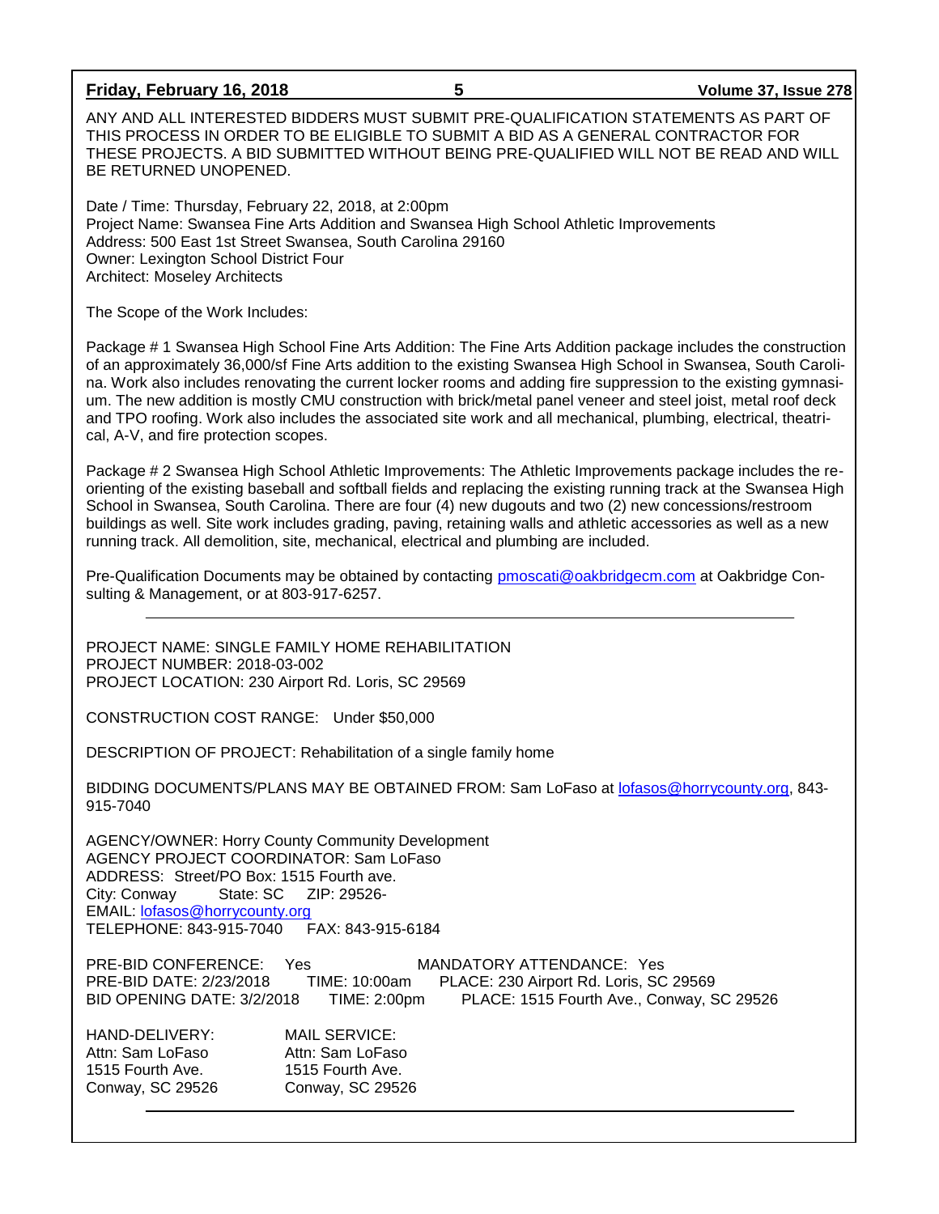ANY AND ALL INTERESTED BIDDERS MUST SUBMIT PRE-QUALIFICATION STATEMENTS AS PART OF THIS PROCESS IN ORDER TO BE ELIGIBLE TO SUBMIT A BID AS A GENERAL CONTRACTOR FOR THESE PROJECTS. A BID SUBMITTED WITHOUT BEING PRE-QUALIFIED WILL NOT BE READ AND WILL BE RETURNED UNOPENED.

Date / Time: Thursday, February 22, 2018, at 2:00pm
Project Name: Swansea Fine Arts Addition and Swansea High School Athletic Improvements
Address: 500 East 1st Street Swansea, South Carolina 29160
Owner: Lexington School District Four
Architect: Moseley Architects

The Scope of the Work Includes:

Package # 1 Swansea High School Fine Arts Addition: The Fine Arts Addition package includes the construction of an approximately 36,000/sf Fine Arts addition to the existing Swansea High School in Swansea, South Carolina. Work also includes renovating the current locker rooms and adding fire suppression to the existing gymnasium. The new addition is mostly CMU construction with brick/metal panel veneer and steel joist, metal roof deck and TPO roofing. Work also includes the associated site work and all mechanical, plumbing, electrical, theatrical, A-V, and fire protection scopes.

Package # 2 Swansea High School Athletic Improvements: The Athletic Improvements package includes the re-orienting of the existing baseball and softball fields and replacing the existing running track at the Swansea High School in Swansea, South Carolina. There are four (4) new dugouts and two (2) new concessions/restroom buildings as well. Site work includes grading, paving, retaining walls and athletic accessories as well as a new running track. All demolition, site, mechanical, electrical and plumbing are included.

Pre-Qualification Documents may be obtained by contacting pmoscati@oakbridgecm.com at Oakbridge Consulting & Management, or at 803-917-6257.

---

PROJECT NAME: SINGLE FAMILY HOME REHABILITATION
PROJECT NUMBER: 2018-03-002
PROJECT LOCATION: 230 Airport Rd. Loris, SC 29569

CONSTRUCTION COST RANGE: Under $50,000

DESCRIPTION OF PROJECT: Rehabilitation of a single family home

BIDDING DOCUMENTS/PLANS MAY BE OBTAINED FROM: Sam LoFaso at lofasos@horrycounty.org, 843-915-7040

AGENCY/OWNER: Horry County Community Development
AGENCY PROJECT COORDINATOR: Sam LoFaso
ADDRESS: Street/PO Box: 1515 Fourth ave.
City: Conway State: SC ZIP: 29526-
EMAIL: lofasos@horrycounty.org
TELEPHONE: 843-915-7040 FAX: 843-915-6184

PRE-BID CONFERENCE: Yes MANDATORY ATTENDANCE: Yes
PRE-BID DATE: 2/23/2018 TIME: 10:00am PLACE: 230 Airport Rd. Loris, SC 29569
BID OPENING DATE: 3/2/2018 TIME: 2:00pm PLACE: 1515 Fourth Ave., Conway, SC 29526

| HAND-DELIVERY: | MAIL SERVICE: |
|---|---|
| Attn: Sam LoFaso | Attn: Sam LoFaso |
| 1515 Fourth Ave. | 1515 Fourth Ave. |
| Conway, SC 29526 | Conway, SC 29526 |

---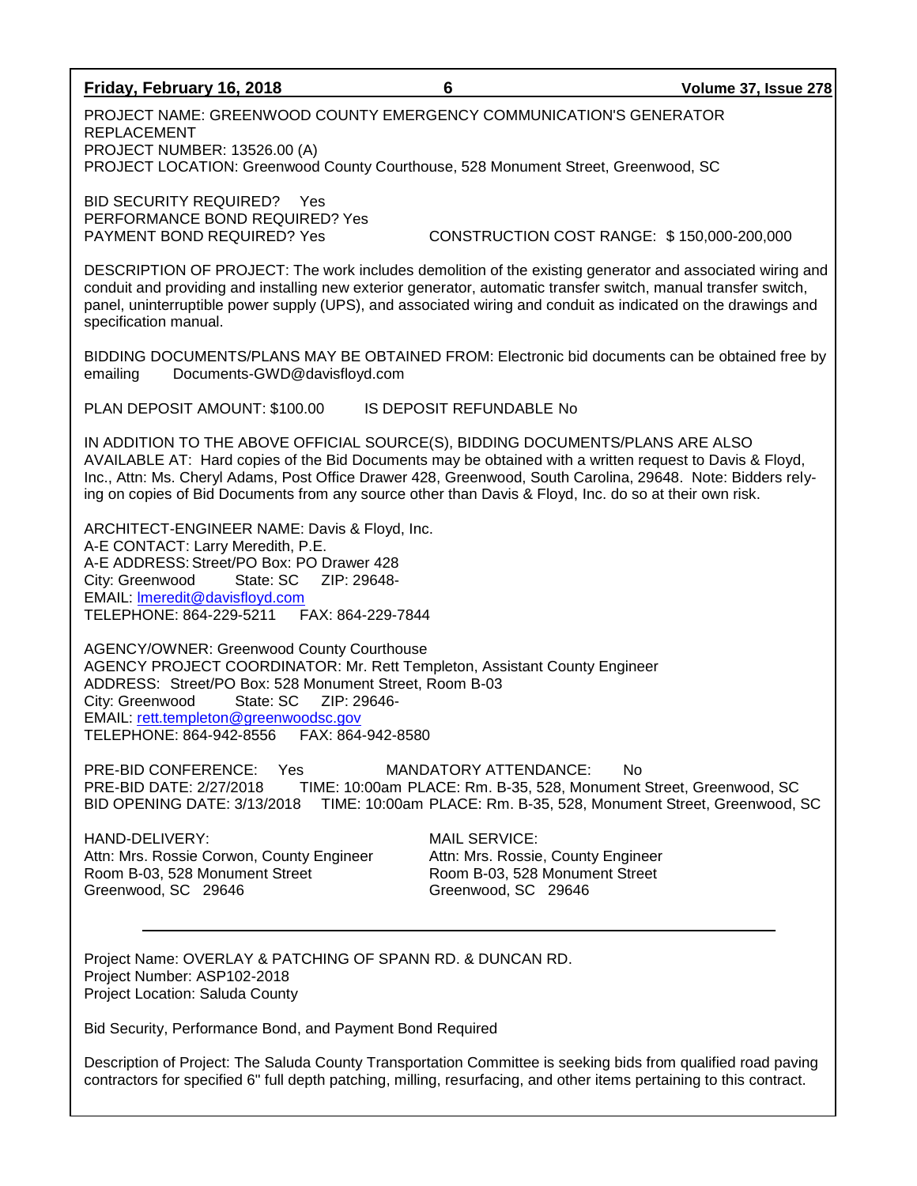PROJECT NAME: GREENWOOD COUNTY EMERGENCY COMMUNICATION'S GENERATOR REPLACEMENT
PROJECT NUMBER: 13526.00 (A)
PROJECT LOCATION: Greenwood County Courthouse, 528 Monument Street, Greenwood, SC

BID SECURITY REQUIRED? Yes
PERFORMANCE BOND REQUIRED? Yes
PAYMENT BOND REQUIRED? Yes CONSTRUCTION COST RANGE: $ 150,000-200,000

DESCRIPTION OF PROJECT: The work includes demolition of the existing generator and associated wiring and conduit and providing and installing new exterior generator, automatic transfer switch, manual transfer switch, panel, uninterruptible power supply (UPS), and associated wiring and conduit as indicated on the drawings and specification manual.

BIDDING DOCUMENTS/PLANS MAY BE OBTAINED FROM: Electronic bid documents can be obtained free by emailing Documents-GWD@davisfloyd.com

PLAN DEPOSIT AMOUNT: $100.00 IS DEPOSIT REFUNDABLE No

IN ADDITION TO THE ABOVE OFFICIAL SOURCE(S), BIDDING DOCUMENTS/PLANS ARE ALSO AVAILABLE AT: Hard copies of the Bid Documents may be obtained with a written request to Davis & Floyd, Inc., Attn: Ms. Cheryl Adams, Post Office Drawer 428, Greenwood, South Carolina, 29648. Note: Bidders relying on copies of Bid Documents from any source other than Davis & Floyd, Inc. do so at their own risk.

ARCHITECT-ENGINEER NAME: Davis & Floyd, Inc.
A-E CONTACT: Larry Meredith, P.E.
A-E ADDRESS: Street/PO Box: PO Drawer 428
City: Greenwood State: SC ZIP: 29648-
EMAIL: lmeredit@davisfloyd.com
TELEPHONE: 864-229-5211 FAX: 864-229-7844

AGENCY/OWNER: Greenwood County Courthouse
AGENCY PROJECT COORDINATOR: Mr. Rett Templeton, Assistant County Engineer
ADDRESS: Street/PO Box: 528 Monument Street, Room B-03
City: Greenwood State: SC ZIP: 29646-
EMAIL: rett.templeton@greenwoodsc.gov
TELEPHONE: 864-942-8556 FAX: 864-942-8580

PRE-BID CONFERENCE: Yes MANDATORY ATTENDANCE: No
PRE-BID DATE: 2/27/2018 TIME: 10:00am PLACE: Rm. B-35, 528, Monument Street, Greenwood, SC
BID OPENING DATE: 3/13/2018 TIME: 10:00am PLACE: Rm. B-35, 528, Monument Street, Greenwood, SC

HAND-DELIVERY:
Attn: Mrs. Rossie Corwon, County Engineer
Room B-03, 528 Monument Street
Greenwood, SC 29646

MAIL SERVICE:
Attn: Mrs. Rossie, County Engineer
Room B-03, 528 Monument Street
Greenwood, SC 29646

---

Project Name: OVERLAY & PATCHING OF SPANN RD. & DUNCAN RD.
Project Number: ASP102-2018
Project Location: Saluda County

Bid Security, Performance Bond, and Payment Bond Required

Description of Project: The Saluda County Transportation Committee is seeking bids from qualified road paving contractors for specified 6" full depth patching, milling, resurfacing, and other items pertaining to this contract.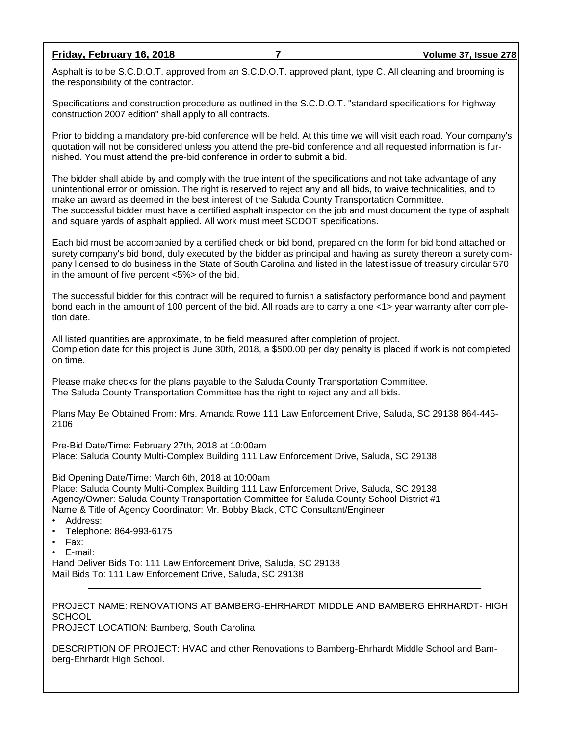Asphalt is to be S.C.D.O.T. approved from an S.C.D.O.T. approved plant, type C. All cleaning and brooming is the responsibility of the contractor.

Specifications and construction procedure as outlined in the S.C.D.O.T. "standard specifications for highway construction 2007 edition" shall apply to all contracts.

Prior to bidding a mandatory pre-bid conference will be held. At this time we will visit each road. Your company's quotation will not be considered unless you attend the pre-bid conference and all requested information is furnished. You must attend the pre-bid conference in order to submit a bid.

The bidder shall abide by and comply with the true intent of the specifications and not take advantage of any unintentional error or omission. The right is reserved to reject any and all bids, to waive technicalities, and to make an award as deemed in the best interest of the Saluda County Transportation Committee.
The successful bidder must have a certified asphalt inspector on the job and must document the type of asphalt and square yards of asphalt applied. All work must meet SCDOT specifications.

Each bid must be accompanied by a certified check or bid bond, prepared on the form for bid bond attached or surety company's bid bond, duly executed by the bidder as principal and having as surety thereon a surety company licensed to do business in the State of South Carolina and listed in the latest issue of treasury circular 570 in the amount of five percent <5%> of the bid.

The successful bidder for this contract will be required to furnish a satisfactory performance bond and payment bond each in the amount of 100 percent of the bid. All roads are to carry a one <1> year warranty after completion date.

All listed quantities are approximate, to be field measured after completion of project.
Completion date for this project is June 30th, 2018, a $500.00 per day penalty is placed if work is not completed on time.

Please make checks for the plans payable to the Saluda County Transportation Committee.
The Saluda County Transportation Committee has the right to reject any and all bids.

Plans May Be Obtained From: Mrs. Amanda Rowe 111 Law Enforcement Drive, Saluda, SC 29138 864-445-2106

Pre-Bid Date/Time: February 27th, 2018 at 10:00am
Place: Saluda County Multi-Complex Building 111 Law Enforcement Drive, Saluda, SC 29138

Bid Opening Date/Time: March 6th, 2018 at 10:00am
Place: Saluda County Multi-Complex Building 111 Law Enforcement Drive, Saluda, SC 29138
Agency/Owner: Saluda County Transportation Committee for Saluda County School District #1
Name & Title of Agency Coordinator: Mr. Bobby Black, CTC Consultant/Engineer

- Address:
- Telephone: 864-993-6175
- Fax:
- E-mail:

Hand Deliver Bids To: 111 Law Enforcement Drive, Saluda, SC 29138
Mail Bids To: 111 Law Enforcement Drive, Saluda, SC 29138

---

PROJECT NAME: RENOVATIONS AT BAMBERG-EHRHARDT MIDDLE AND BAMBERG EHRHARDT- HIGH SCHOOL
PROJECT LOCATION: Bamberg, South Carolina

DESCRIPTION OF PROJECT: HVAC and other Renovations to Bamberg-Ehrhardt Middle School and Bamberg-Ehrhardt High School.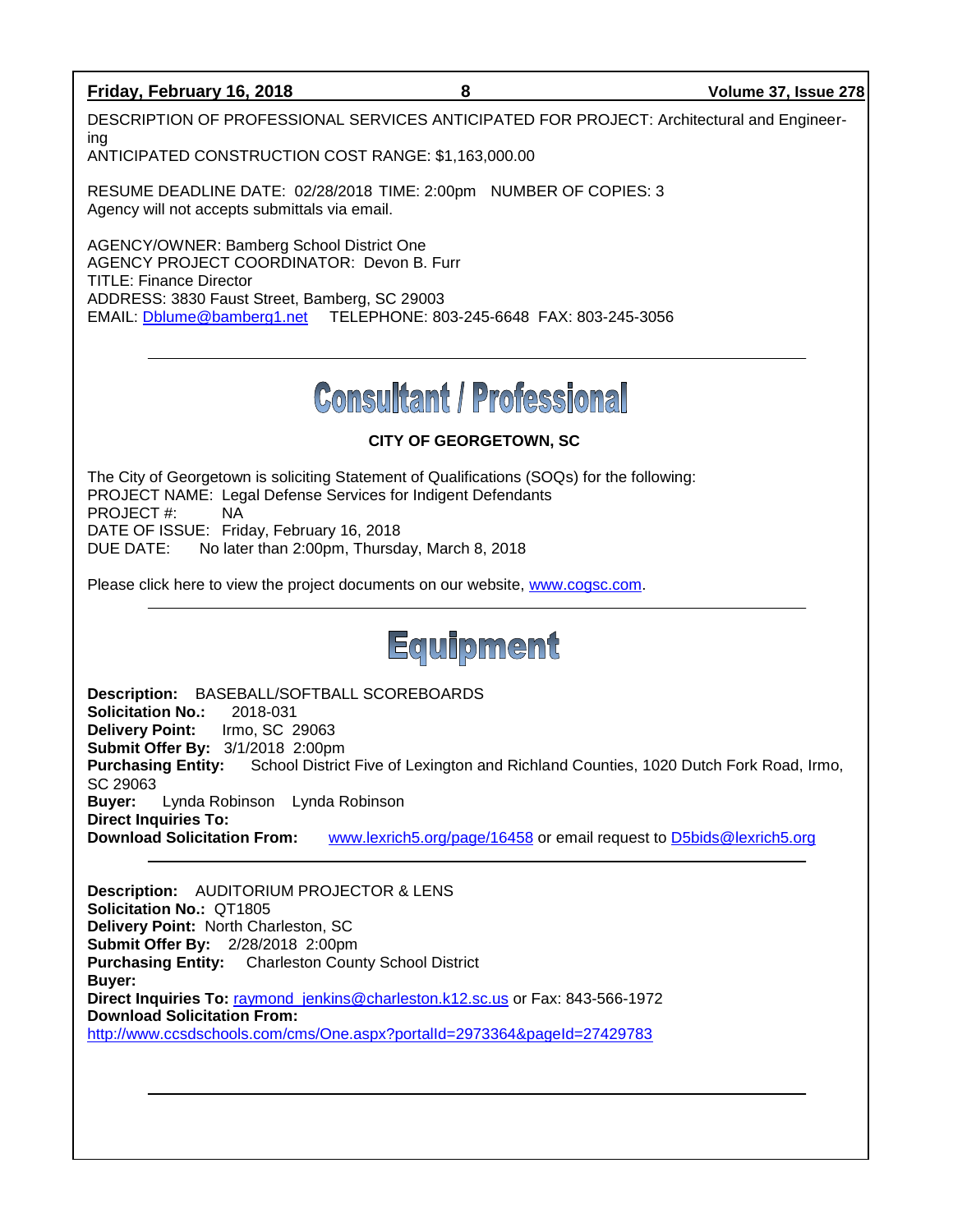DESCRIPTION OF PROFESSIONAL SERVICES ANTICIPATED FOR PROJECT: Architectural and Engineering
ANTICIPATED CONSTRUCTION COST RANGE: $1,163,000.00

RESUME DEADLINE DATE: 02/28/2018 TIME: 2:00pm NUMBER OF COPIES: 3
Agency will not accepts submittals via email.

AGENCY/OWNER: Bamberg School District One
AGENCY PROJECT COORDINATOR: Devon B. Furr
TITLE: Finance Director
ADDRESS: 3830 Faust Street, Bamberg, SC 29003
EMAIL: Dblume@bamberg1.net TELEPHONE: 803-245-6648 FAX: 803-245-3056

---

# Consultant / Professional

**CITY OF GEORGETOWN, SC**

The City of Georgetown is soliciting Statement of Qualifications (SOQs) for the following:
PROJECT NAME: Legal Defense Services for Indigent Defendants
PROJECT #: NA
DATE OF ISSUE: Friday, February 16, 2018
DUE DATE: No later than 2:00pm, Thursday, March 8, 2018

Please click here to view the project documents on our website, www.cogsc.com.

---

# Equipment

**Description:** BASEBALL/SOFTBALL SCOREBOARDS
**Solicitation No.:** 2018-031
**Delivery Point:** Irmo, SC 29063
**Submit Offer By:** 3/1/2018 2:00pm
**Purchasing Entity:** School District Five of Lexington and Richland Counties, 1020 Dutch Fork Road, Irmo, SC 29063
**Buyer:** Lynda Robinson Lynda Robinson
**Direct Inquiries To:**
**Download Solicitation From:** www.lexrich5.org/page/16458 or email request to D5bids@lexrich5.org

---

**Description:** AUDITORIUM PROJECTOR & LENS
**Solicitation No.:** QT1805
**Delivery Point:** North Charleston, SC
**Submit Offer By:** 2/28/2018 2:00pm
**Purchasing Entity:** Charleston County School District
**Buyer:**
**Direct Inquiries To:** raymond_jenkins@charleston.k12.sc.us or Fax: 843-566-1972
**Download Solicitation From:**
http://www.ccsdschools.com/cms/One.aspx?portalId=2973364&pageId=27429783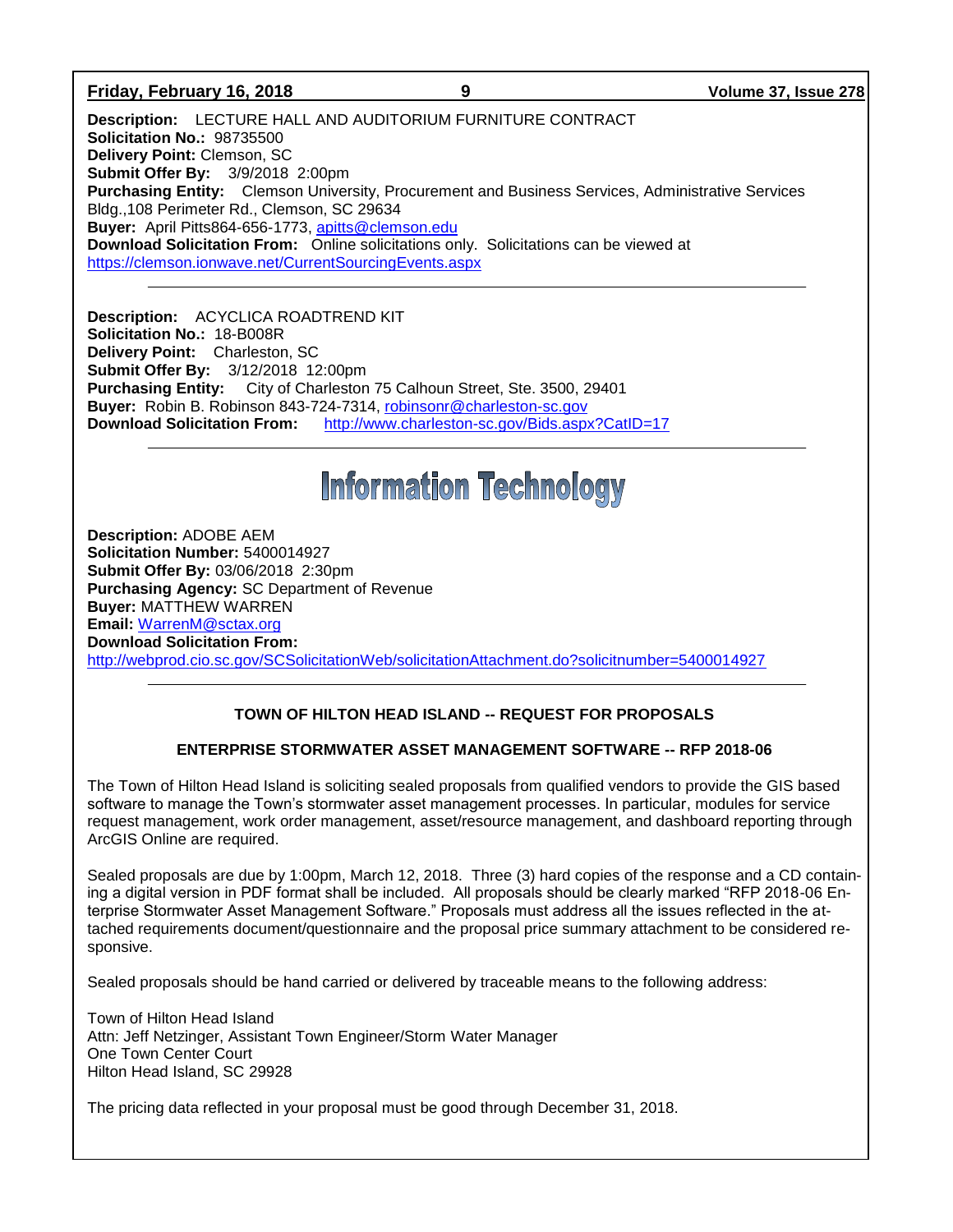**Description:** LECTURE HALL AND AUDITORIUM FURNITURE CONTRACT
**Solicitation No.:** 98735500
**Delivery Point:** Clemson, SC
**Submit Offer By:** 3/9/2018 2:00pm
**Purchasing Entity:** Clemson University, Procurement and Business Services, Administrative Services Bldg.,108 Perimeter Rd., Clemson, SC 29634
**Buyer:** April Pitts864-656-1773, apitts@clemson.edu
**Download Solicitation From:** Online solicitations only. Solicitations can be viewed at https://clemson.ionwave.net/CurrentSourcingEvents.aspx

---

**Description:** ACYCLICA ROADTREND KIT
**Solicitation No.:** 18-B008R
**Delivery Point:** Charleston, SC
**Submit Offer By:** 3/12/2018 12:00pm
**Purchasing Entity:** City of Charleston 75 Calhoun Street, Ste. 3500, 29401
**Buyer:** Robin B. Robinson 843-724-7314, robinsonr@charleston-sc.gov
**Download Solicitation From:** http://www.charleston-sc.gov/Bids.aspx?CatID=17

---

# Information Technology

**Description:** ADOBE AEM
**Solicitation Number:** 5400014927
**Submit Offer By:** 03/06/2018 2:30pm
**Purchasing Agency:** SC Department of Revenue
**Buyer:** MATTHEW WARREN
**Email:** WarrenM@sctax.org
**Download Solicitation From:**
http://webprod.cio.sc.gov/SCSolicitationWeb/solicitationAttachment.do?solicitnumber=5400014927

---

**TOWN OF HILTON HEAD ISLAND -- REQUEST FOR PROPOSALS**

**ENTERPRISE STORMWATER ASSET MANAGEMENT SOFTWARE -- RFP 2018-06**

The Town of Hilton Head Island is soliciting sealed proposals from qualified vendors to provide the GIS based software to manage the Town's stormwater asset management processes. In particular, modules for service request management, work order management, asset/resource management, and dashboard reporting through ArcGIS Online are required.

Sealed proposals are due by 1:00pm, March 12, 2018. Three (3) hard copies of the response and a CD containing a digital version in PDF format shall be included. All proposals should be clearly marked "RFP 2018-06 Enterprise Stormwater Asset Management Software." Proposals must address all the issues reflected in the attached requirements document/questionnaire and the proposal price summary attachment to be considered responsive.

Sealed proposals should be hand carried or delivered by traceable means to the following address:

Town of Hilton Head Island
Attn: Jeff Netzinger, Assistant Town Engineer/Storm Water Manager
One Town Center Court
Hilton Head Island, SC 29928

The pricing data reflected in your proposal must be good through December 31, 2018.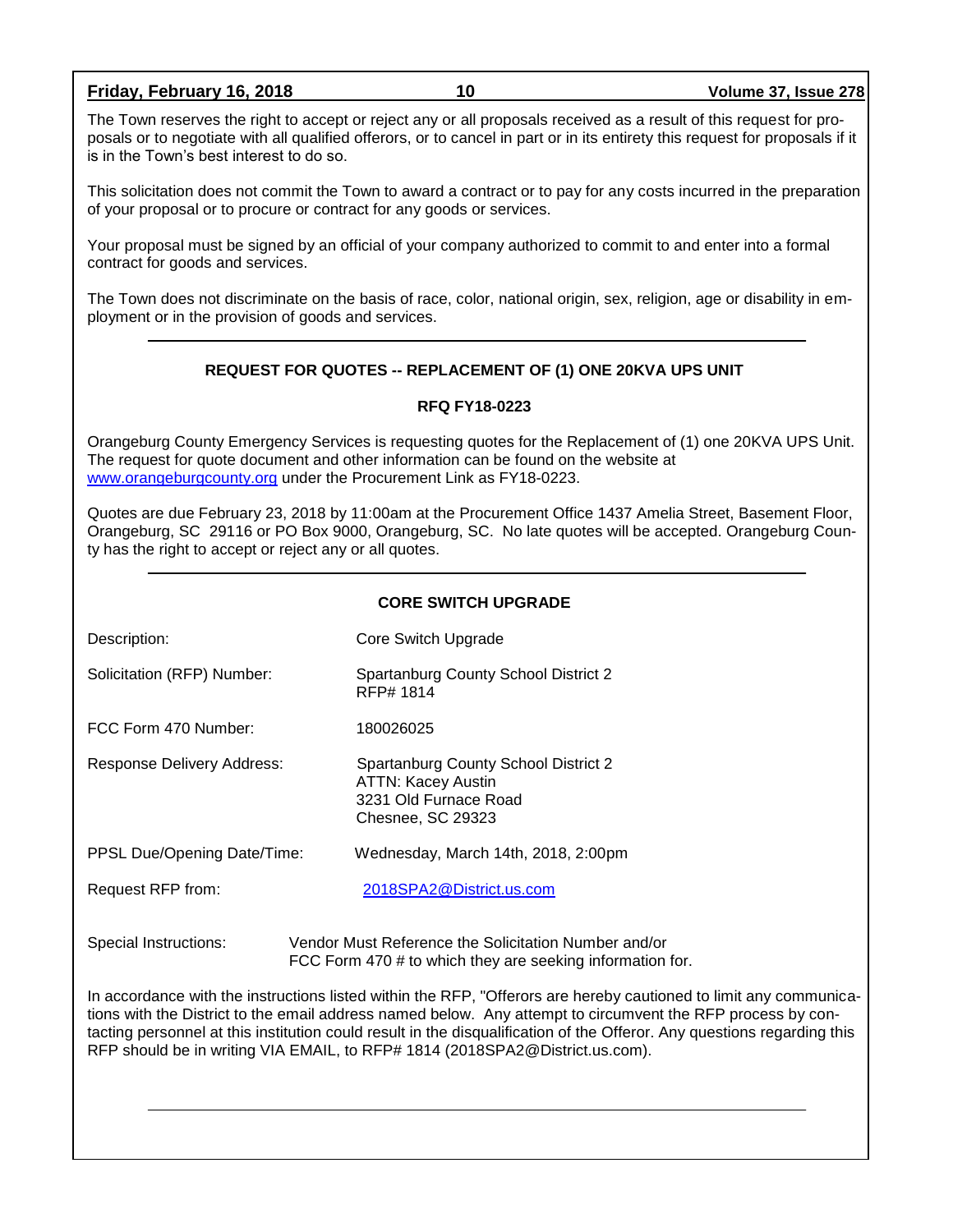The Town reserves the right to accept or reject any or all proposals received as a result of this request for proposals or to negotiate with all qualified offerors, or to cancel in part or in its entirety this request for proposals if it is in the Town's best interest to do so.

This solicitation does not commit the Town to award a contract or to pay for any costs incurred in the preparation of your proposal or to procure or contract for any goods or services.

Your proposal must be signed by an official of your company authorized to commit to and enter into a formal contract for goods and services.

The Town does not discriminate on the basis of race, color, national origin, sex, religion, age or disability in employment or in the provision of goods and services.

---

**REQUEST FOR QUOTES -- REPLACEMENT OF (1) ONE 20KVA UPS UNIT**

**RFQ FY18-0223**

Orangeburg County Emergency Services is requesting quotes for the Replacement of (1) one 20KVA UPS Unit. The request for quote document and other information can be found on the website at www.orangeburgcounty.org under the Procurement Link as FY18-0223.

Quotes are due February 23, 2018 by 11:00am at the Procurement Office 1437 Amelia Street, Basement Floor, Orangeburg, SC 29116 or PO Box 9000, Orangeburg, SC. No late quotes will be accepted. Orangeburg County has the right to accept or reject any or all quotes.

---

**CORE SWITCH UPGRADE**

Description: Core Switch Upgrade

Solicitation (RFP) Number: Spartanburg County School District 2
RFP# 1814

FCC Form 470 Number: 180026025

Response Delivery Address: Spartanburg County School District 2
ATTN: Kacey Austin
3231 Old Furnace Road
Chesnee, SC 29323

PPSL Due/Opening Date/Time: Wednesday, March 14th, 2018, 2:00pm

Request RFP from: 2018SPA2@District.us.com

Special Instructions: Vendor Must Reference the Solicitation Number and/or FCC Form 470 # to which they are seeking information for.

In accordance with the instructions listed within the RFP, "Offerors are hereby cautioned to limit any communications with the District to the email address named below. Any attempt to circumvent the RFP process by contacting personnel at this institution could result in the disqualification of the Offeror. Any questions regarding this RFP should be in writing VIA EMAIL, to RFP# 1814 (2018SPA2@District.us.com).

---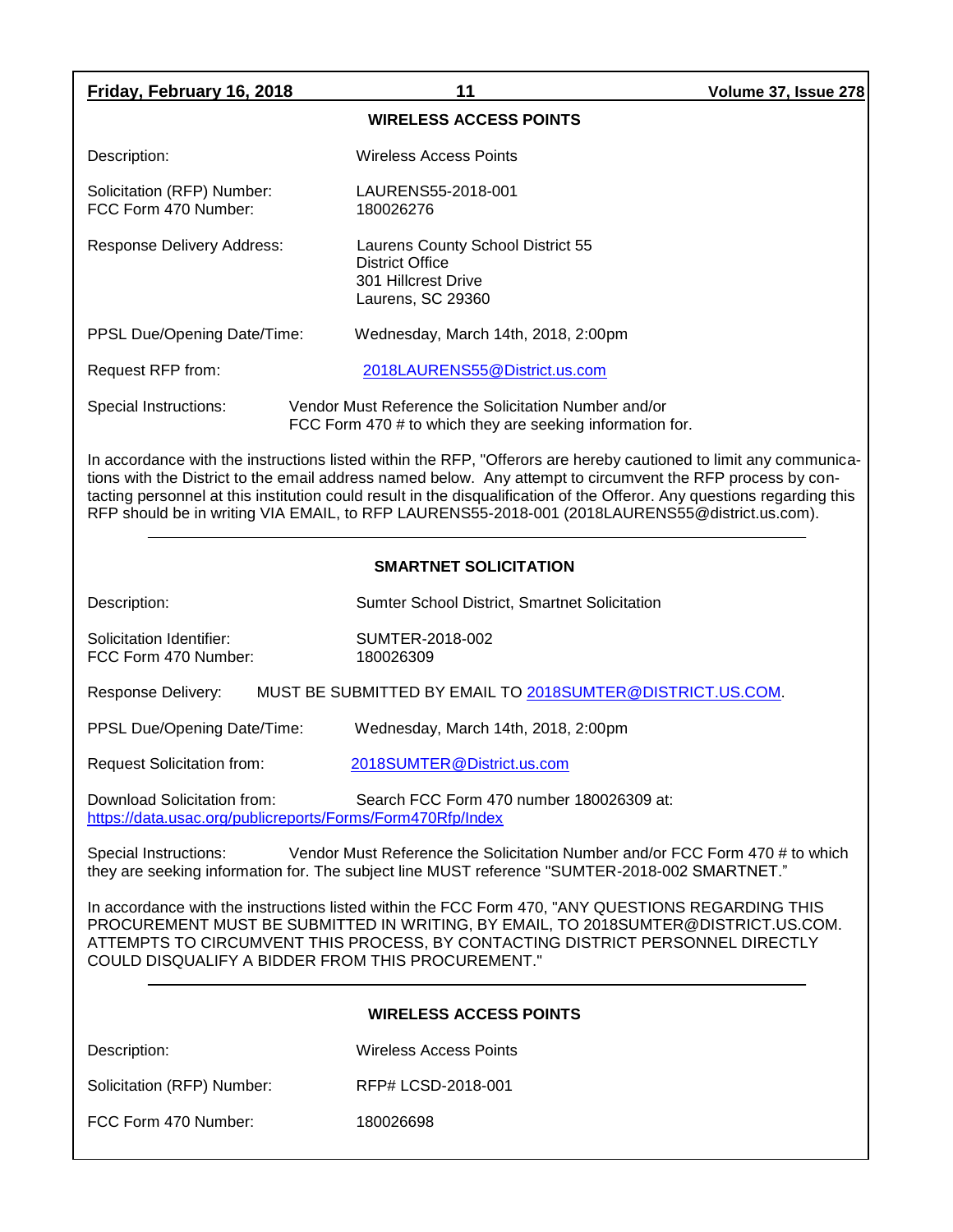### WIRELESS ACCESS POINTS

Description: Wireless Access Points

Solicitation (RFP) Number: LAURENS55-2018-001
FCC Form 470 Number: 180026276

Response Delivery Address: Laurens County School District 55
District Office
301 Hillcrest Drive
Laurens, SC 29360

PPSL Due/Opening Date/Time: Wednesday, March 14th, 2018, 2:00pm

Request RFP from: 2018LAURENS55@District.us.com

Special Instructions: Vendor Must Reference the Solicitation Number and/or FCC Form 470 # to which they are seeking information for.

In accordance with the instructions listed within the RFP, "Offerors are hereby cautioned to limit any communications with the District to the email address named below. Any attempt to circumvent the RFP process by contacting personnel at this institution could result in the disqualification of the Offeror. Any questions regarding this RFP should be in writing VIA EMAIL, to RFP LAURENS55-2018-001 (2018LAURENS55@district.us.com).

---

### SMARTNET SOLICITATION

Description: Sumter School District, Smartnet Solicitation

Solicitation Identifier: SUMTER-2018-002
FCC Form 470 Number: 180026309

Response Delivery: MUST BE SUBMITTED BY EMAIL TO 2018SUMTER@DISTRICT.US.COM.

PPSL Due/Opening Date/Time: Wednesday, March 14th, 2018, 2:00pm

Request Solicitation from: 2018SUMTER@District.us.com

Download Solicitation from: Search FCC Form 470 number 180026309 at: https://data.usac.org/publicreports/Forms/Form470Rfp/Index

Special Instructions: Vendor Must Reference the Solicitation Number and/or FCC Form 470 # to which they are seeking information for. The subject line MUST reference "SUMTER-2018-002 SMARTNET."

In accordance with the instructions listed within the FCC Form 470, "ANY QUESTIONS REGARDING THIS PROCUREMENT MUST BE SUBMITTED IN WRITING, BY EMAIL, TO 2018SUMTER@DISTRICT.US.COM. ATTEMPTS TO CIRCUMVENT THIS PROCESS, BY CONTACTING DISTRICT PERSONNEL DIRECTLY COULD DISQUALIFY A BIDDER FROM THIS PROCUREMENT."

---

### WIRELESS ACCESS POINTS

Description: Wireless Access Points

Solicitation (RFP) Number: RFP# LCSD-2018-001

FCC Form 470 Number: 180026698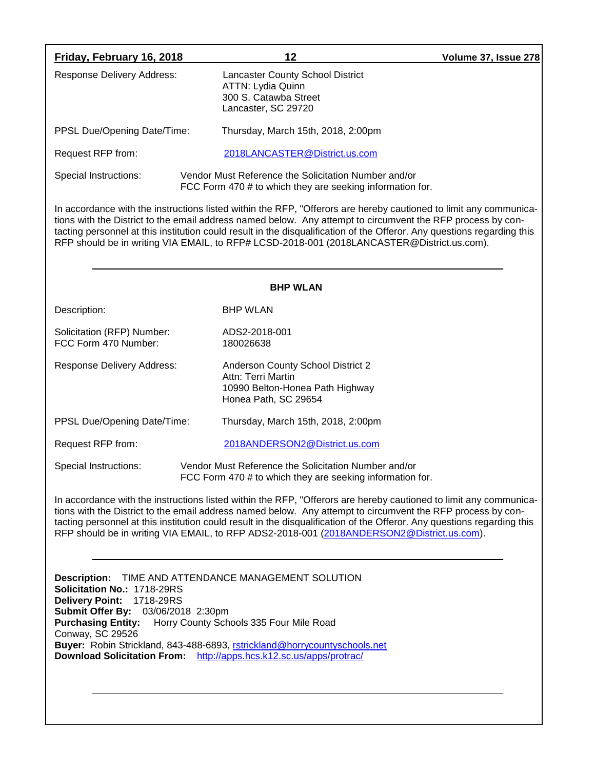Response Delivery Address: Lancaster County School District
ATTN: Lydia Quinn
300 S. Catawba Street
Lancaster, SC 29720

PPSL Due/Opening Date/Time: Thursday, March 15th, 2018, 2:00pm

Request RFP from: 2018LANCASTER@District.us.com

Special Instructions: Vendor Must Reference the Solicitation Number and/or FCC Form 470 # to which they are seeking information for.

In accordance with the instructions listed within the RFP, "Offerors are hereby cautioned to limit any communications with the District to the email address named below. Any attempt to circumvent the RFP process by contacting personnel at this institution could result in the disqualification of the Offeror. Any questions regarding this RFP should be in writing VIA EMAIL, to RFP# LCSD-2018-001 (2018LANCASTER@District.us.com).

---

**BHP WLAN**

Description: BHP WLAN

Solicitation (RFP) Number: ADS2-2018-001
FCC Form 470 Number: 180026638

Response Delivery Address: Anderson County School District 2
Attn: Terri Martin
10990 Belton-Honea Path Highway
Honea Path, SC 29654

PPSL Due/Opening Date/Time: Thursday, March 15th, 2018, 2:00pm

Request RFP from: 2018ANDERSON2@District.us.com

Special Instructions: Vendor Must Reference the Solicitation Number and/or FCC Form 470 # to which they are seeking information for.

In accordance with the instructions listed within the RFP, "Offerors are hereby cautioned to limit any communications with the District to the email address named below. Any attempt to circumvent the RFP process by contacting personnel at this institution could result in the disqualification of the Offeror. Any questions regarding this RFP should be in writing VIA EMAIL, to RFP ADS2-2018-001 (2018ANDERSON2@District.us.com).

---

**Description:** TIME AND ATTENDANCE MANAGEMENT SOLUTION
**Solicitation No.:** 1718-29RS
**Delivery Point:** 1718-29RS
**Submit Offer By:** 03/06/2018 2:30pm
**Purchasing Entity:** Horry County Schools 335 Four Mile Road
Conway, SC 29526
**Buyer:** Robin Strickland, 843-488-6893, rstrickland@horrycountyschools.net
**Download Solicitation From:** http://apps.hcs.k12.sc.us/apps/protrac/

---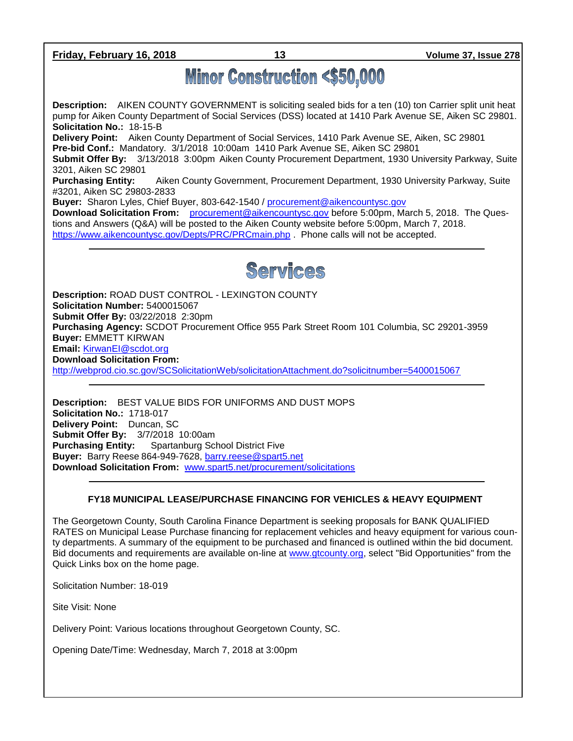# Minor Construction <$50,000

**Description:** AIKEN COUNTY GOVERNMENT is soliciting sealed bids for a ten (10) ton Carrier split unit heat pump for Aiken County Department of Social Services (DSS) located at 1410 Park Avenue SE, Aiken SC 29801.
**Solicitation No.:** 18-15-B
**Delivery Point:** Aiken County Department of Social Services, 1410 Park Avenue SE, Aiken, SC 29801
**Pre-bid Conf.:** Mandatory. 3/1/2018 10:00am 1410 Park Avenue SE, Aiken SC 29801
**Submit Offer By:** 3/13/2018 3:00pm Aiken County Procurement Department, 1930 University Parkway, Suite 3201, Aiken SC 29801
**Purchasing Entity:** Aiken County Government, Procurement Department, 1930 University Parkway, Suite #3201, Aiken SC 29803-2833
**Buyer:** Sharon Lyles, Chief Buyer, 803-642-1540 / procurement@aikencountysc.gov
**Download Solicitation From:** procurement@aikencountysc.gov before 5:00pm, March 5, 2018. The Questions and Answers (Q&A) will be posted to the Aiken County website before 5:00pm, March 7, 2018. https://www.aikencountysc.gov/Depts/PRC/PRCmain.php . Phone calls will not be accepted.

---

# Services

**Description:** ROAD DUST CONTROL - LEXINGTON COUNTY
**Solicitation Number:** 5400015067
**Submit Offer By:** 03/22/2018 2:30pm
**Purchasing Agency:** SCDOT Procurement Office 955 Park Street Room 101 Columbia, SC 29201-3959
**Buyer:** EMMETT KIRWAN
**Email:** KirwanEI@scdot.org
**Download Solicitation From:**
http://webprod.cio.sc.gov/SCSolicitationWeb/solicitationAttachment.do?solicitnumber=5400015067

---

**Description:** BEST VALUE BIDS FOR UNIFORMS AND DUST MOPS
**Solicitation No.:** 1718-017
**Delivery Point:** Duncan, SC
**Submit Offer By:** 3/7/2018 10:00am
**Purchasing Entity:** Spartanburg School District Five
**Buyer:** Barry Reese 864-949-7628, barry.reese@spart5.net
**Download Solicitation From:** www.spart5.net/procurement/solicitations

---

**FY18 MUNICIPAL LEASE/PURCHASE FINANCING FOR VEHICLES & HEAVY EQUIPMENT**

The Georgetown County, South Carolina Finance Department is seeking proposals for BANK QUALIFIED RATES on Municipal Lease Purchase financing for replacement vehicles and heavy equipment for various county departments. A summary of the equipment to be purchased and financed is outlined within the bid document. Bid documents and requirements are available on-line at www.gtcounty.org, select "Bid Opportunities" from the Quick Links box on the home page.

Solicitation Number: 18-019

Site Visit: None

Delivery Point: Various locations throughout Georgetown County, SC.

Opening Date/Time: Wednesday, March 7, 2018 at 3:00pm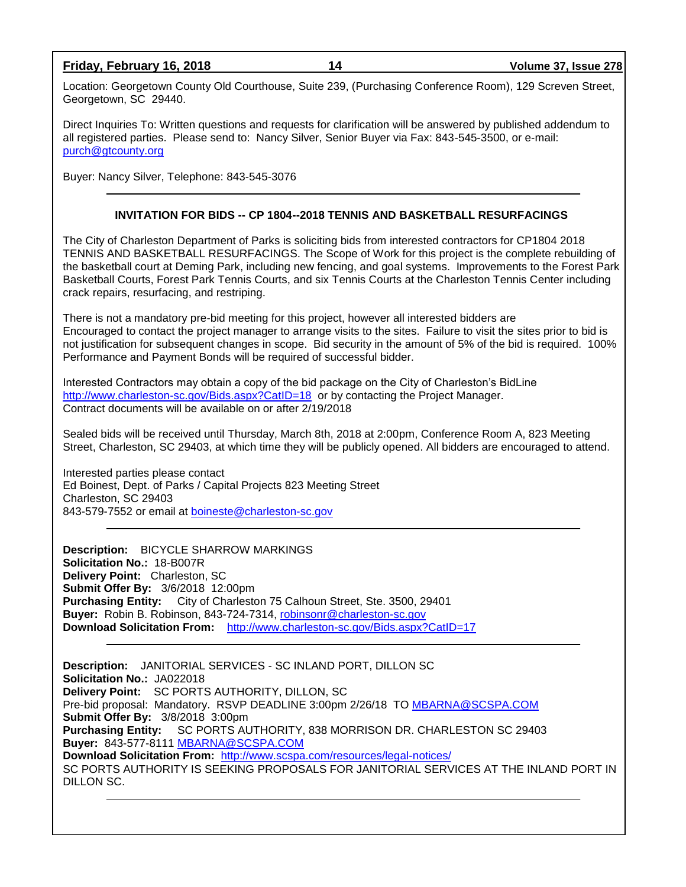Location: Georgetown County Old Courthouse, Suite 239, (Purchasing Conference Room), 129 Screven Street, Georgetown, SC 29440.

Direct Inquiries To: Written questions and requests for clarification will be answered by published addendum to all registered parties. Please send to: Nancy Silver, Senior Buyer via Fax: 843-545-3500, or e-mail: purch@gtcounty.org

Buyer: Nancy Silver, Telephone: 843-545-3076

---

**INVITATION FOR BIDS -- CP 1804--2018 TENNIS AND BASKETBALL RESURFACINGS**

The City of Charleston Department of Parks is soliciting bids from interested contractors for CP1804 2018 TENNIS AND BASKETBALL RESURFACINGS. The Scope of Work for this project is the complete rebuilding of the basketball court at Deming Park, including new fencing, and goal systems. Improvements to the Forest Park Basketball Courts, Forest Park Tennis Courts, and six Tennis Courts at the Charleston Tennis Center including crack repairs, resurfacing, and restriping.

There is not a mandatory pre-bid meeting for this project, however all interested bidders are Encouraged to contact the project manager to arrange visits to the sites. Failure to visit the sites prior to bid is not justification for subsequent changes in scope. Bid security in the amount of 5% of the bid is required. 100% Performance and Payment Bonds will be required of successful bidder.

Interested Contractors may obtain a copy of the bid package on the City of Charleston's BidLine http://www.charleston-sc.gov/Bids.aspx?CatID=18 or by contacting the Project Manager.
Contract documents will be available on or after 2/19/2018

Sealed bids will be received until Thursday, March 8th, 2018 at 2:00pm, Conference Room A, 823 Meeting Street, Charleston, SC 29403, at which time they will be publicly opened. All bidders are encouraged to attend.

Interested parties please contact
Ed Boinest, Dept. of Parks / Capital Projects 823 Meeting Street
Charleston, SC 29403
843-579-7552 or email at boineste@charleston-sc.gov

---

**Description:** BICYCLE SHARROW MARKINGS
**Solicitation No.:** 18-B007R
**Delivery Point:** Charleston, SC
**Submit Offer By:** 3/6/2018 12:00pm
**Purchasing Entity:** City of Charleston 75 Calhoun Street, Ste. 3500, 29401
**Buyer:** Robin B. Robinson, 843-724-7314, robinsonr@charleston-sc.gov
**Download Solicitation From:** http://www.charleston-sc.gov/Bids.aspx?CatID=17

---

**Description:** JANITORIAL SERVICES - SC INLAND PORT, DILLON SC
**Solicitation No.:** JA022018
**Delivery Point:** SC PORTS AUTHORITY, DILLON, SC
Pre-bid proposal: Mandatory. RSVP DEADLINE 3:00pm 2/26/18 TO MBARNA@SCSPA.COM
**Submit Offer By:** 3/8/2018 3:00pm
**Purchasing Entity:** SC PORTS AUTHORITY, 838 MORRISON DR. CHARLESTON SC 29403
**Buyer:** 843-577-8111 MBARNA@SCSPA.COM
**Download Solicitation From:** http://www.scspa.com/resources/legal-notices/
SC PORTS AUTHORITY IS SEEKING PROPOSALS FOR JANITORIAL SERVICES AT THE INLAND PORT IN DILLON SC.

---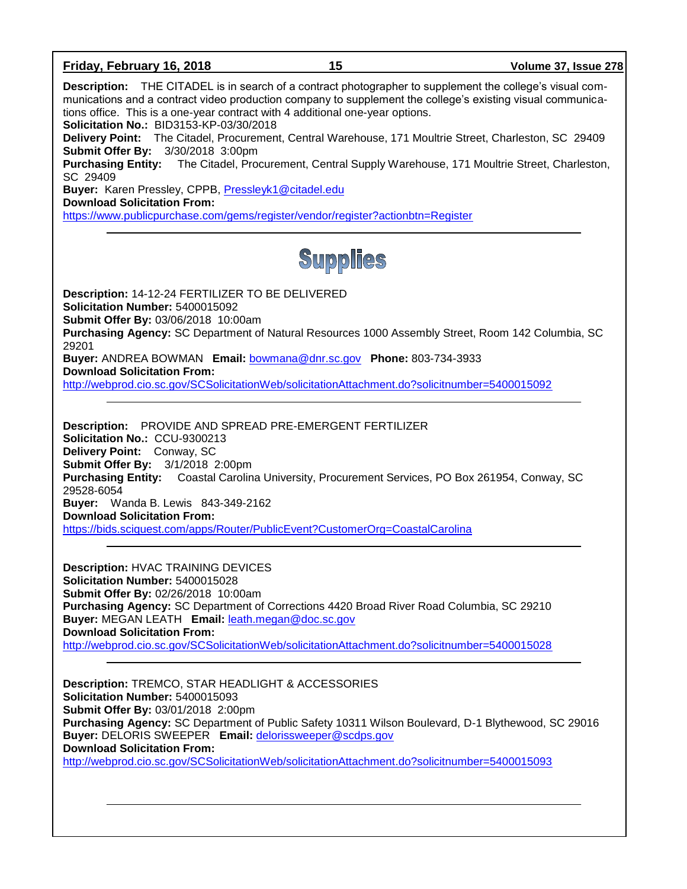**Description:** THE CITADEL is in search of a contract photographer to supplement the college's visual communications and a contract video production company to supplement the college's existing visual communications office. This is a one-year contract with 4 additional one-year options.
**Solicitation No.:** BID3153-KP-03/30/2018
**Delivery Point:** The Citadel, Procurement, Central Warehouse, 171 Moultrie Street, Charleston, SC 29409
**Submit Offer By:** 3/30/2018 3:00pm
**Purchasing Entity:** The Citadel, Procurement, Central Supply Warehouse, 171 Moultrie Street, Charleston, SC 29409
**Buyer:** Karen Pressley, CPPB, Pressleyk1@citadel.edu
**Download Solicitation From:**
https://www.publicpurchase.com/gems/register/vendor/register?actionbtn=Register

---

# Supplies

**Description:** 14-12-24 FERTILIZER TO BE DELIVERED
**Solicitation Number:** 5400015092
**Submit Offer By:** 03/06/2018 10:00am
**Purchasing Agency:** SC Department of Natural Resources 1000 Assembly Street, Room 142 Columbia, SC 29201
**Buyer:** ANDREA BOWMAN **Email:** bowmana@dnr.sc.gov **Phone:** 803-734-3933
**Download Solicitation From:**
http://webprod.cio.sc.gov/SCSolicitationWeb/solicitationAttachment.do?solicitnumber=5400015092

---

**Description:** PROVIDE AND SPREAD PRE-EMERGENT FERTILIZER
**Solicitation No.:** CCU-9300213
**Delivery Point:** Conway, SC
**Submit Offer By:** 3/1/2018 2:00pm
**Purchasing Entity:** Coastal Carolina University, Procurement Services, PO Box 261954, Conway, SC 29528-6054
**Buyer:** Wanda B. Lewis 843-349-2162
**Download Solicitation From:**
https://bids.sciquest.com/apps/Router/PublicEvent?CustomerOrg=CoastalCarolina

---

**Description:** HVAC TRAINING DEVICES
**Solicitation Number:** 5400015028
**Submit Offer By:** 02/26/2018 10:00am
**Purchasing Agency:** SC Department of Corrections 4420 Broad River Road Columbia, SC 29210
**Buyer:** MEGAN LEATH **Email:** leath.megan@doc.sc.gov
**Download Solicitation From:**
http://webprod.cio.sc.gov/SCSolicitationWeb/solicitationAttachment.do?solicitnumber=5400015028

---

**Description:** TREMCO, STAR HEADLIGHT & ACCESSORIES
**Solicitation Number:** 5400015093
**Submit Offer By:** 03/01/2018 2:00pm
**Purchasing Agency:** SC Department of Public Safety 10311 Wilson Boulevard, D-1 Blythewood, SC 29016
**Buyer:** DELORIS SWEEPER **Email:** delorissweeper@scdps.gov
**Download Solicitation From:**
http://webprod.cio.sc.gov/SCSolicitationWeb/solicitationAttachment.do?solicitnumber=5400015093

---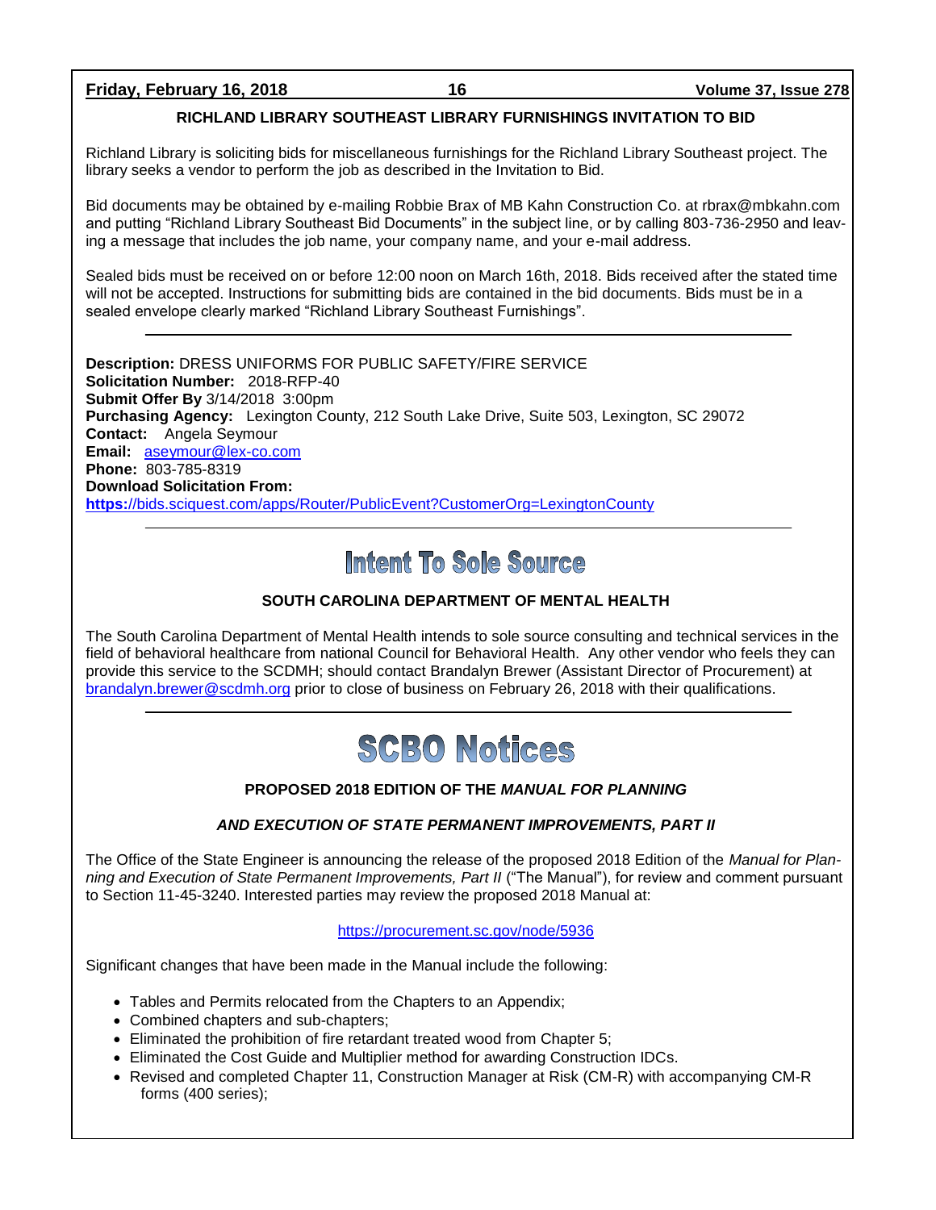## RICHLAND LIBRARY SOUTHEAST LIBRARY FURNISHINGS INVITATION TO BID

Richland Library is soliciting bids for miscellaneous furnishings for the Richland Library Southeast project. The library seeks a vendor to perform the job as described in the Invitation to Bid.

Bid documents may be obtained by e-mailing Robbie Brax of MB Kahn Construction Co. at rbrax@mbkahn.com and putting "Richland Library Southeast Bid Documents" in the subject line, or by calling 803-736-2950 and leaving a message that includes the job name, your company name, and your e-mail address.

Sealed bids must be received on or before 12:00 noon on March 16th, 2018. Bids received after the stated time will not be accepted. Instructions for submitting bids are contained in the bid documents. Bids must be in a sealed envelope clearly marked "Richland Library Southeast Furnishings".

---

**Description:** DRESS UNIFORMS FOR PUBLIC SAFETY/FIRE SERVICE
**Solicitation Number:** 2018-RFP-40
**Submit Offer By** 3/14/2018 3:00pm
**Purchasing Agency:** Lexington County, 212 South Lake Drive, Suite 503, Lexington, SC 29072
**Contact:** Angela Seymour
**Email:** aseymour@lex-co.com
**Phone:** 803-785-8319
**Download Solicitation From:**
https://bids.sciquest.com/apps/Router/PublicEvent?CustomerOrg=LexingtonCounty

---

# Intent To Sole Source

## SOUTH CAROLINA DEPARTMENT OF MENTAL HEALTH

The South Carolina Department of Mental Health intends to sole source consulting and technical services in the field of behavioral healthcare from national Council for Behavioral Health. Any other vendor who feels they can provide this service to the SCDMH; should contact Brandalyn Brewer (Assistant Director of Procurement) at brandalyn.brewer@scdmh.org prior to close of business on February 26, 2018 with their qualifications.

---

# SCBO Notices

## PROPOSED 2018 EDITION OF THE *MANUAL FOR PLANNING AND EXECUTION OF STATE PERMANENT IMPROVEMENTS, PART II*

The Office of the State Engineer is announcing the release of the proposed 2018 Edition of the *Manual for Planning and Execution of State Permanent Improvements, Part II* ("The Manual"), for review and comment pursuant to Section 11-45-3240. Interested parties may review the proposed 2018 Manual at:

https://procurement.sc.gov/node/5936

Significant changes that have been made in the Manual include the following:

- Tables and Permits relocated from the Chapters to an Appendix;
- Combined chapters and sub-chapters;
- Eliminated the prohibition of fire retardant treated wood from Chapter 5;
- Eliminated the Cost Guide and Multiplier method for awarding Construction IDCs.
- Revised and completed Chapter 11, Construction Manager at Risk (CM-R) with accompanying CM-R forms (400 series);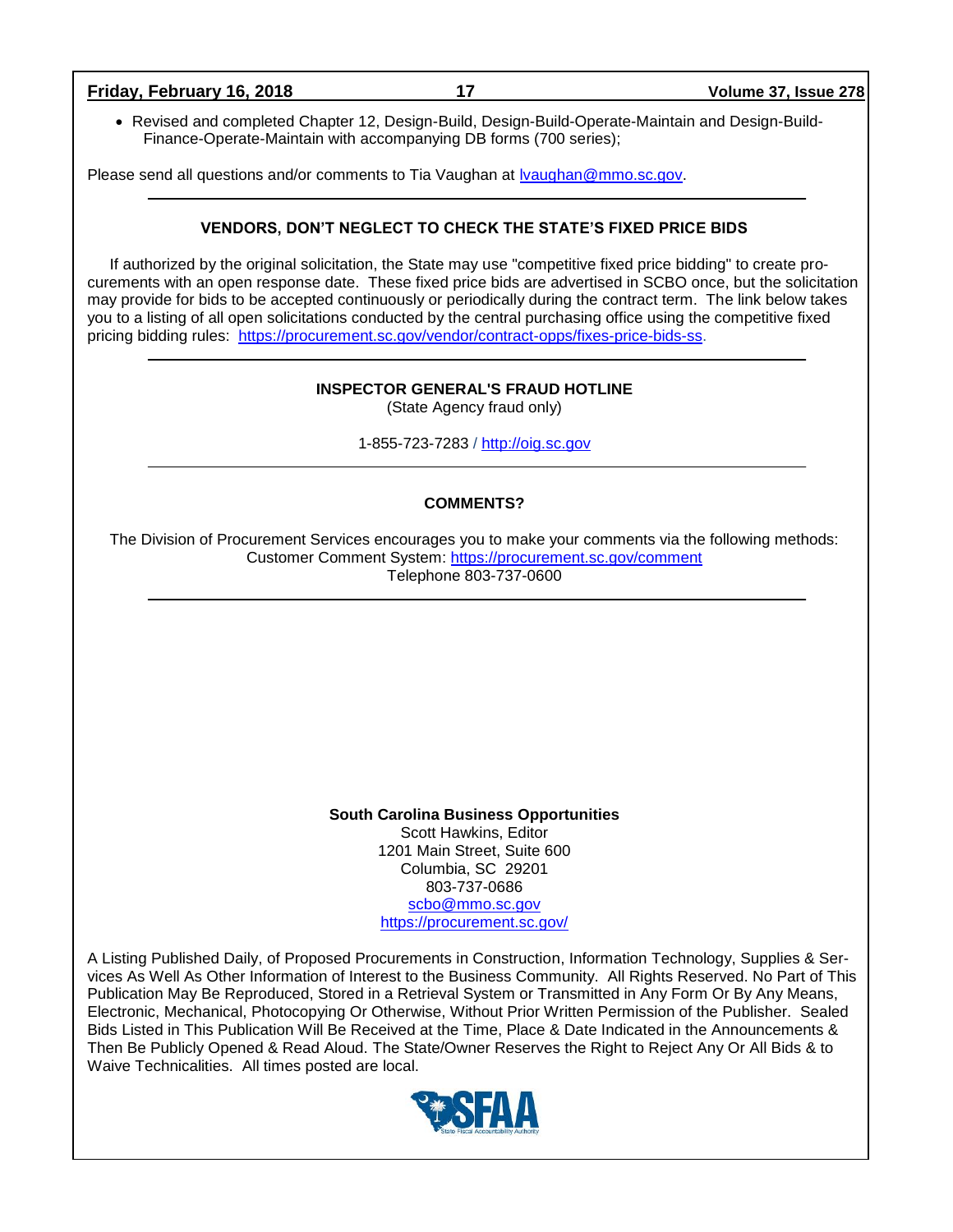- Revised and completed Chapter 12, Design-Build, Design-Build-Operate-Maintain and Design-Build-Finance-Operate-Maintain with accompanying DB forms (700 series);

Please send all questions and/or comments to Tia Vaughan at [lvaughan@mmo.sc.gov](mailto:lvaughan@mmo.sc.gov).

---

## VENDORS, DON'T NEGLECT TO CHECK THE STATE'S FIXED PRICE BIDS

If authorized by the original solicitation, the State may use "competitive fixed price bidding" to create procurements with an open response date. These fixed price bids are advertised in SCBO once, but the solicitation may provide for bids to be accepted continuously or periodically during the contract term. The link below takes you to a listing of all open solicitations conducted by the central purchasing office using the competitive fixed pricing bidding rules: [https://procurement.sc.gov/vendor/contract-opps/fixes-price-bids-ss](https://procurement.sc.gov/vendor/contract-opps/fixes-price-bids-ss).

---

## INSPECTOR GENERAL'S FRAUD HOTLINE

(State Agency fraud only)

1-855-723-7283 / [http://oig.sc.gov](http://oig.sc.gov)

---

## COMMENTS?

The Division of Procurement Services encourages you to make your comments via the following methods:
Customer Comment System: [https://procurement.sc.gov/comment](https://procurement.sc.gov/comment)
Telephone 803-737-0600

---

**South Carolina Business Opportunities**
Scott Hawkins, Editor
1201 Main Street, Suite 600
Columbia, SC 29201
803-737-0686
[scbo@mmo.sc.gov](mailto:scbo@mmo.sc.gov)
[https://procurement.sc.gov/](https://procurement.sc.gov/)

A Listing Published Daily, of Proposed Procurements in Construction, Information Technology, Supplies & Services As Well As Other Information of Interest to the Business Community. All Rights Reserved. No Part of This Publication May Be Reproduced, Stored in a Retrieval System or Transmitted in Any Form Or By Any Means, Electronic, Mechanical, Photocopying Or Otherwise, Without Prior Written Permission of the Publisher. Sealed Bids Listed in This Publication Will Be Received at the Time, Place & Date Indicated in the Announcements & Then Be Publicly Opened & Read Aloud. The State/Owner Reserves the Right to Reject Any Or All Bids & to Waive Technicalities. All times posted are local.

SFAA
State Fiscal Accountability Authority